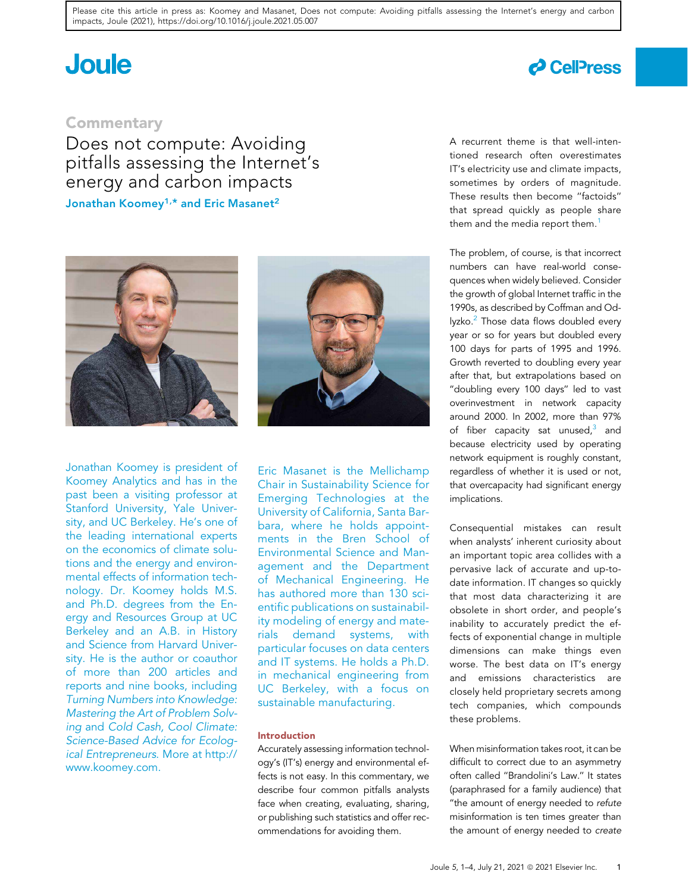Please cite this article in press as: Koomey and Masanet, Does not compute: Avoiding pitfalls assessing the Internet's energy and carbon impacts, Joule (2021), https://doi.org/10.1016/j.joule.2021.05.007

## Commentary

# Does not compute: Avoiding pitfalls assessing the Internet's energy and carbon impacts

**Jonathan Koomey[1,*] and Eric Masanet[2]**

Jonathan Koomey is president of Koomey Analytics and has in the past been a visiting professor at Stanford University, Yale University, and UC Berkeley. He's one of the leading international experts on the economics of climate solutions and the energy and environmental effects of information technology. Dr. Koomey holds M.S. and Ph.D. degrees from the Energy and Resources Group at UC Berkeley and an A.B. in History and Science from Harvard University. He is the author or coauthor of more than 200 articles and reports and nine books, including *Turning Numbers into Knowledge: Mastering the Art of Problem Solving* and *Cold Cash, Cool Climate: Science-Based Advice for Ecological Entrepreneurs*. More at http://www.koomey.com.

Eric Masanet is the Mellichamp Chair in Sustainability Science for Emerging Technologies at the University of California, Santa Barbara, where he holds appointments in the Bren School of Environmental Science and Management and the Department of Mechanical Engineering. He has authored more than 130 scientific publications on sustainability modeling of energy and materials demand systems, with particular focuses on data centers and IT systems. He holds a Ph.D. in mechanical engineering from UC Berkeley, with a focus on sustainable manufacturing.

## Introduction

Accurately assessing information technology's (IT's) energy and environmental effects is not easy. In this commentary, we describe four common pitfalls analysts face when creating, evaluating, sharing, or publishing such statistics and offer recommendations for avoiding them.

A recurrent theme is that well-intentioned research often overestimates IT's electricity use and climate impacts, sometimes by orders of magnitude. These results then become "factoids" that spread quickly as people share them and the media report them.[1]

The problem, of course, is that incorrect numbers can have real-world consequences when widely believed. Consider the growth of global Internet traffic in the 1990s, as described by Coffman and Odlyzko.[2] Those data flows doubled every year or so for years but doubled every 100 days for parts of 1995 and 1996. Growth reverted to doubling every year after that, but extrapolations based on "doubling every 100 days" led to vast overinvestment in network capacity around 2000. In 2002, more than 97% of fiber capacity sat unused,[3] and because electricity used by operating network equipment is roughly constant, regardless of whether it is used or not, that overcapacity had significant energy implications.

Consequential mistakes can result when analysts' inherent curiosity about an important topic area collides with a pervasive lack of accurate and up-to-date information. IT changes so quickly that most data characterizing it are obsolete in short order, and people's inability to accurately predict the effects of exponential change in multiple dimensions can make things even worse. The best data on IT's energy and emissions characteristics are closely held proprietary secrets among tech companies, which compounds these problems.

When misinformation takes root, it can be difficult to correct due to an asymmetry often called "Brandolini's Law." It states (paraphrased for a family audience) that "the amount of energy needed to *refute* misinformation is ten times greater than the amount of energy needed to *create*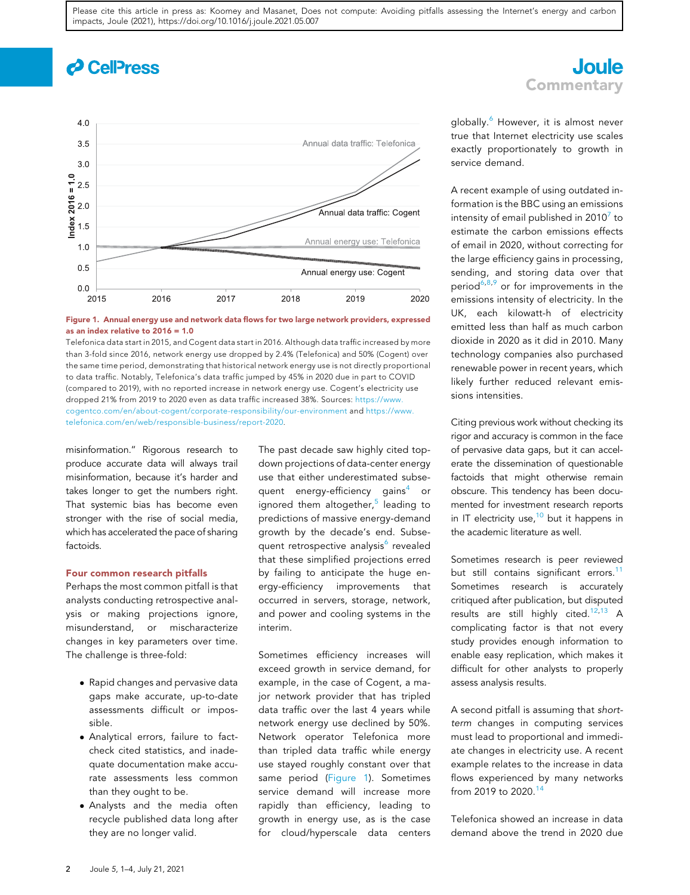Figure 1. Annual energy use and network data flows for two large network providers, expressed as an index relative to 2016 = 1.0

Telefonica data start in 2015, and Cogent data start in 2016. Although data traffic increased by more than 3-fold since 2016, network energy use dropped by 2.4% (Telefonica) and 50% (Cogent) over the same time period, demonstrating that historical network energy use is not directly proportional to data traffic. Notably, Telefonica's data traffic jumped by 45% in 2020 due in part to COVID (compared to 2019), with no reported increase in network energy use. Cogent's electricity use dropped 21% from 2019 to 2020 even as data traffic increased 38%. Sources: https://www.cogentco.com/en/about-cogent/corporate-responsibility/our-environment and https://www.telefonica.com/en/web/responsible-business/report-2020.

misinformation." Rigorous research to produce accurate data will always trail misinformation, because it's harder and takes longer to get the numbers right. That systemic bias has become even stronger with the rise of social media, which has accelerated the pace of sharing factoids.

## Four common research pitfalls

Perhaps the most common pitfall is that analysts conducting retrospective analysis or making projections ignore, misunderstand, or mischaracterize changes in key parameters over time. The challenge is three-fold:

- Rapid changes and pervasive data gaps make accurate, up-to-date assessments difficult or impossible.
- Analytical errors, failure to fact-check cited statistics, and inadequate documentation make accurate assessments less common than they ought to be.
- Analysts and the media often recycle published data long after they are no longer valid.

The past decade saw highly cited top-down projections of data-center energy use that either underestimated subsequent energy-efficiency gains[4] or ignored them altogether,[5] leading to predictions of massive energy-demand growth by the decade's end. Subsequent retrospective analysis[6] revealed that these simplified projections erred by failing to anticipate the huge energy-efficiency improvements that occurred in servers, storage, network, and power and cooling systems in the interim.

Sometimes efficiency increases will exceed growth in service demand, for example, in the case of Cogent, a major network provider that has tripled data traffic over the last 4 years while network energy use declined by 50%. Network operator Telefonica more than tripled data traffic while energy use stayed roughly constant over that same period (Figure 1). Sometimes service demand will increase more rapidly than efficiency, leading to growth in energy use, as is the case for cloud/hyperscale data centers globally.[6] However, it is almost never true that Internet electricity use scales exactly proportionately to growth in service demand.

A recent example of using outdated information is the BBC using an emissions intensity of email published in 2010[7] to estimate the carbon emissions effects of email in 2020, without correcting for the large efficiency gains in processing, sending, and storing data over that period[6,8,9] or for improvements in the emissions intensity of electricity. In the UK, each kilowatt-h of electricity emitted less than half as much carbon dioxide in 2020 as it did in 2010. Many technology companies also purchased renewable power in recent years, which likely further reduced relevant emissions intensities.

Citing previous work without checking its rigor and accuracy is common in the face of pervasive data gaps, but it can accelerate the dissemination of questionable factoids that might otherwise remain obscure. This tendency has been documented for investment research reports in IT electricity use,[10] but it happens in the academic literature as well.

Sometimes research is peer reviewed but still contains significant errors.[11] Sometimes research is accurately critiqued after publication, but disputed results are still highly cited.[12,13] A complicating factor is that not every study provides enough information to enable easy replication, which makes it difficult for other analysts to properly assess analysis results.

A second pitfall is assuming that *short-term* changes in computing services must lead to proportional and immediate changes in electricity use. A recent example relates to the increase in data flows experienced by many networks from 2019 to 2020.[14]

Telefonica showed an increase in data demand above the trend in 2020 due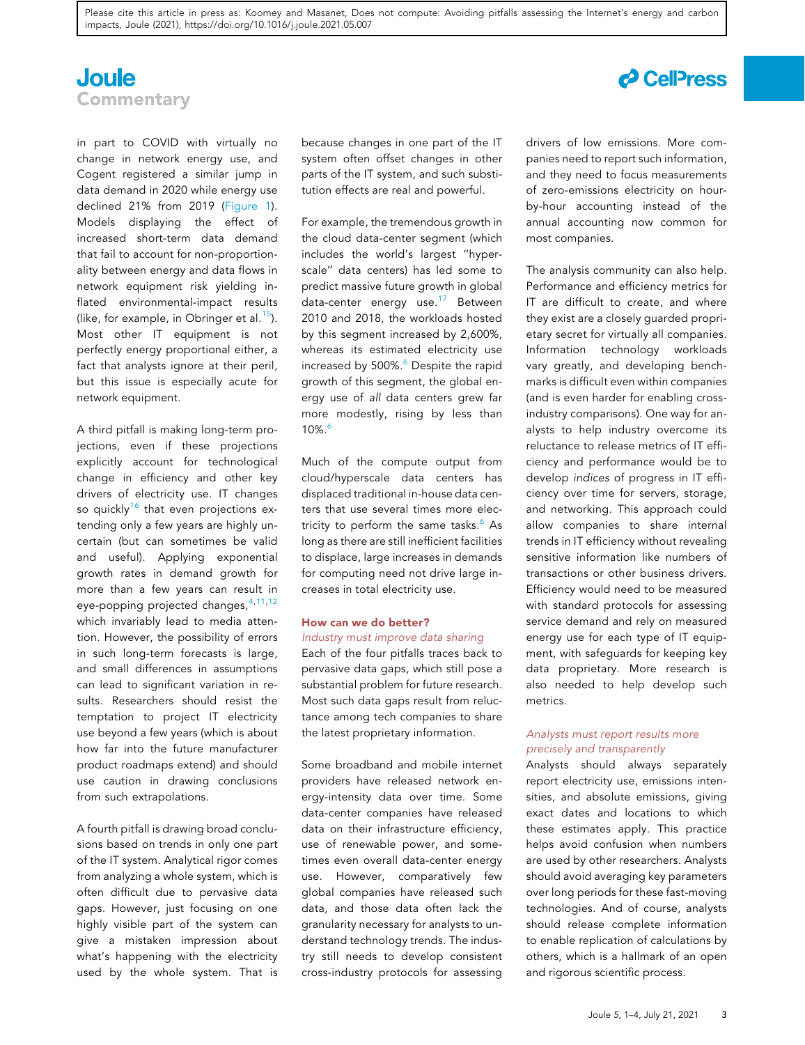in part to COVID with virtually no change in network energy use, and Cogent registered a similar jump in data demand in 2020 while energy use declined 21% from 2019 (Figure 1). Models displaying the effect of increased short-term data demand that fail to account for non-proportionality between energy and data flows in network equipment risk yielding inflated environmental-impact results (like, for example, in Obringer et al.[15]). Most other IT equipment is not perfectly energy proportional either, a fact that analysts ignore at their peril, but this issue is especially acute for network equipment.

A third pitfall is making long-term projections, even if these projections explicitly account for technological change in efficiency and other key drivers of electricity use. IT changes so quickly[16] that even projections extending only a few years are highly uncertain (but can sometimes be valid and useful). Applying exponential growth rates in demand growth for more than a few years can result in eye-popping projected changes,[4,11,12] which invariably lead to media attention. However, the possibility of errors in such long-term forecasts is large, and small differences in assumptions can lead to significant variation in results. Researchers should resist the temptation to project IT electricity use beyond a few years (which is about how far into the future manufacturer product roadmaps extend) and should use caution in drawing conclusions from such extrapolations.

A fourth pitfall is drawing broad conclusions based on trends in only one part of the IT system. Analytical rigor comes from analyzing a whole system, which is often difficult due to pervasive data gaps. However, just focusing on one highly visible part of the system can give a mistaken impression about what's happening with the electricity used by the whole system. That is because changes in one part of the IT system often offset changes in other parts of the IT system, and such substitution effects are real and powerful.

For example, the tremendous growth in the cloud data-center segment (which includes the world's largest "hyperscale" data centers) has led some to predict massive future growth in global data-center energy use.[17] Between 2010 and 2018, the workloads hosted by this segment increased by 2,600%, whereas its estimated electricity use increased by 500%.[6] Despite the rapid growth of this segment, the global energy use of *all* data centers grew far more modestly, rising by less than 10%.[6]

Much of the compute output from cloud/hyperscale data centers has displaced traditional in-house data centers that use several times more electricity to perform the same tasks.[6] As long as there are still inefficient facilities to displace, large increases in demands for computing need not drive large increases in total electricity use.

## How can we do better?

### *Industry must improve data sharing*

Each of the four pitfalls traces back to pervasive data gaps, which still pose a substantial problem for future research. Most such data gaps result from reluctance among tech companies to share the latest proprietary information.

Some broadband and mobile internet providers have released network energy-intensity data over time. Some data-center companies have released data on their infrastructure efficiency, use of renewable power, and sometimes even overall data-center energy use. However, comparatively few global companies have released such data, and those data often lack the granularity necessary for analysts to understand technology trends. The industry still needs to develop consistent cross-industry protocols for assessing drivers of low emissions. More companies need to report such information, and they need to focus measurements of zero-emissions electricity on hour-by-hour accounting instead of the annual accounting now common for most companies.

The analysis community can also help. Performance and efficiency metrics for IT are difficult to create, and where they exist are a closely guarded proprietary secret for virtually all companies. Information technology workloads vary greatly, and developing benchmarks is difficult even within companies (and is even harder for enabling cross-industry comparisons). One way for analysts to help industry overcome its reluctance to release metrics of IT efficiency and performance would be to develop *indices* of progress in IT efficiency over time for servers, storage, and networking. This approach could allow companies to share internal trends in IT efficiency without revealing sensitive information like numbers of transactions or other business drivers. Efficiency would need to be measured with standard protocols for assessing service demand and rely on measured energy use for each type of IT equipment, with safeguards for keeping key data proprietary. More research is also needed to help develop such metrics.

### *Analysts must report results more precisely and transparently*

Analysts should always separately report electricity use, emissions intensities, and absolute emissions, giving exact dates and locations to which these estimates apply. This practice helps avoid confusion when numbers are used by other researchers. Analysts should avoid averaging key parameters over long periods for these fast-moving technologies. And of course, analysts should release complete information to enable replication of calculations by others, which is a hallmark of an open and rigorous scientific process.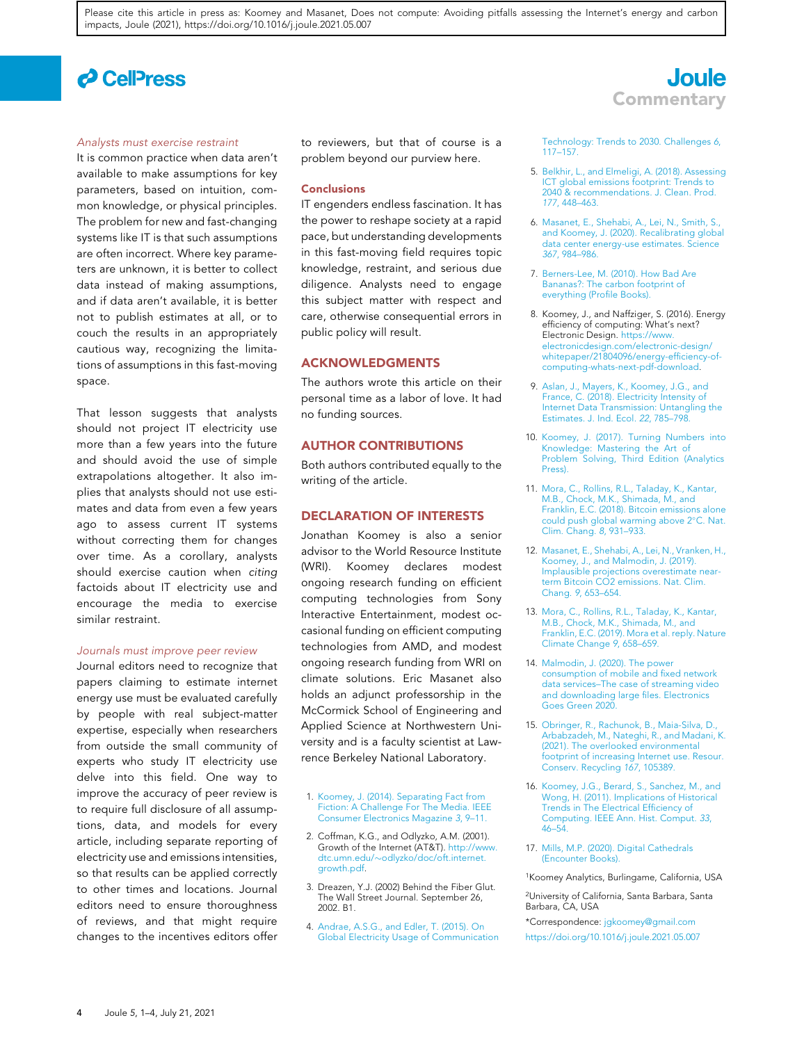*Analysts must exercise restraint*

It is common practice when data aren't available to make assumptions for key parameters, based on intuition, common knowledge, or physical principles. The problem for new and fast-changing systems like IT is that such assumptions are often incorrect. Where key parameters are unknown, it is better to collect data instead of making assumptions, and if data aren't available, it is better not to publish estimates at all, or to couch the results in an appropriately cautious way, recognizing the limitations of assumptions in this fast-moving space.

That lesson suggests that analysts should not project IT electricity use more than a few years into the future and should avoid the use of simple extrapolations altogether. It also implies that analysts should not use estimates and data from even a few years ago to assess current IT systems without correcting them for changes over time. As a corollary, analysts should exercise caution when *citing* factoids about IT electricity use and encourage the media to exercise similar restraint.

*Journals must improve peer review*

Journal editors need to recognize that papers claiming to estimate internet energy use must be evaluated carefully by people with real subject-matter expertise, especially when researchers from outside the small community of experts who study IT electricity use delve into this field. One way to improve the accuracy of peer review is to require full disclosure of all assumptions, data, and models for every article, including separate reporting of electricity use and emissions intensities, so that results can be applied correctly to other times and locations. Journal editors need to ensure thoroughness of reviews, and that might require changes to the incentives editors offer to reviewers, but that of course is a problem beyond our purview here.

## Conclusions

IT engenders endless fascination. It has the power to reshape society at a rapid pace, but understanding developments in this fast-moving field requires topic knowledge, restraint, and serious due diligence. Analysts need to engage this subject matter with respect and care, otherwise consequential errors in public policy will result.

## ACKNOWLEDGMENTS

The authors wrote this article on their personal time as a labor of love. It had no funding sources.

## AUTHOR CONTRIBUTIONS

Both authors contributed equally to the writing of the article.

## DECLARATION OF INTERESTS

Jonathan Koomey is also a senior advisor to the World Resource Institute (WRI). Koomey declares modest ongoing research funding on efficient computing technologies from Sony Interactive Entertainment, modest occasional funding on efficient computing technologies from AMD, and modest ongoing research funding from WRI on climate solutions. Eric Masanet also holds an adjunct professorship in the McCormick School of Engineering and Applied Science at Northwestern University and is a faculty scientist at Lawrence Berkeley National Laboratory.

1. Koomey, J. (2014). Separating Fact from Fiction: A Challenge For The Media. IEEE Consumer Electronics Magazine *3*, 9–11.
2. Coffman, K.G., and Odlyzko, A.M. (2001). Growth of the Internet (AT&T). http://www.dtc.umn.edu/~odlyzko/doc/oft.internet.growth.pdf.
3. Dreazen, Y.J. (2002) Behind the Fiber Glut. The Wall Street Journal. September 26, 2002. B1.
4. Andrae, A.S.G., and Edler, T. (2015). On Global Electricity Usage of Communication Technology: Trends to 2030. Challenges *6*, 117–157.
5. Belkhir, L., and Elmeligi, A. (2018). Assessing ICT global emissions footprint: Trends to 2040 & recommendations. J. Clean. Prod. *177*, 448–463.
6. Masanet, E., Shehabi, A., Lei, N., Smith, S., and Koomey, J. (2020). Recalibrating global data center energy-use estimates. Science *367*, 984–986.
7. Berners-Lee, M. (2010). How Bad Are Bananas?: The carbon footprint of everything (Profile Books).
8. Koomey, J., and Naffziger, S. (2016). Energy efficiency of computing: What's next? Electronic Design. https://www.electronicdesign.com/electronic-design/whitepaper/21804096/energy-efficiency-of-computing-whats-next-pdf-download.
9. Aslan, J., Mayers, K., Koomey, J.G., and France, C. (2018). Electricity Intensity of Internet Data Transmission: Untangling the Estimates. J. Ind. Ecol. *22*, 785–798.
10. Koomey, J. (2017). Turning Numbers into Knowledge: Mastering the Art of Problem Solving, Third Edition (Analytics Press).
11. Mora, C., Rollins, R.L., Taladay, K., Kantar, M.B., Chock, M.K., Shimada, M., and Franklin, E.C. (2018). Bitcoin emissions alone could push global warming above 2°C. Nat. Clim. Chang. *8*, 931–933.
12. Masanet, E., Shehabi, A., Lei, N., Vranken, H., Koomey, J., and Malmodin, J. (2019). Implausible projections overestimate near-term Bitcoin CO2 emissions. Nat. Clim. Chang. *9*, 653–654.
13. Mora, C., Rollins, R.L., Taladay, K., Kantar, M.B., Chock, M.K., Shimada, M., and Franklin, E.C. (2019). Mora et al. reply. Nature Climate Change *9*, 658–659.
14. Malmodin, J. (2020). The power consumption of mobile and fixed network data services–The case of streaming video and downloading large files. Electronics Goes Green 2020.
15. Obringer, R., Rachunok, B., Maia-Silva, D., Arbabzadeh, M., Nateghi, R., and Madani, K. (2021). The overlooked environmental footprint of increasing Internet use. Resour. Conserv. Recycling *167*, 105389.
16. Koomey, J.G., Berard, S., Sanchez, M., and Wong, H. (2011). Implications of Historical Trends in The Electrical Efficiency of Computing. IEEE Ann. Hist. Comput. *33*, 46–54.
17. Mills, M.P. (2020). Digital Cathedrals (Encounter Books).

[1]Koomey Analytics, Burlingame, California, USA

[2]University of California, Santa Barbara, Santa Barbara, CA, USA

*Correspondence: jgkoomey@gmail.com

https://doi.org/10.1016/j.joule.2021.05.007